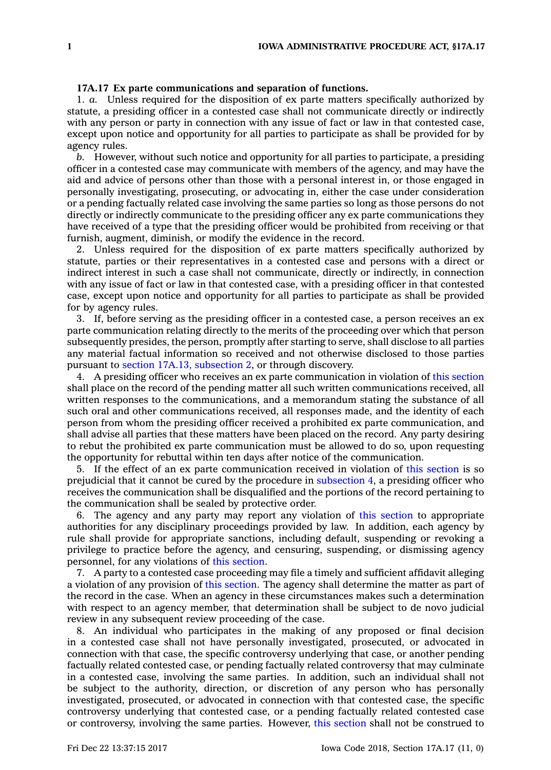**17A.17 Ex parte communications and separation of functions.**

1. *a.* Unless required for the disposition of ex parte matters specifically authorized by statute, a presiding officer in a contested case shall not communicate directly or indirectly with any person or party in connection with any issue of fact or law in that contested case, except upon notice and opportunity for all parties to participate as shall be provided for by agency rules.

*b.* However, without such notice and opportunity for all parties to participate, a presiding officer in a contested case may communicate with members of the agency, and may have the aid and advice of persons other than those with a personal interest in, or those engaged in personally investigating, prosecuting, or advocating in, either the case under consideration or a pending factually related case involving the same parties so long as those persons do not directly or indirectly communicate to the presiding officer any ex parte communications they have received of a type that the presiding officer would be prohibited from receiving or that furnish, augment, diminish, or modify the evidence in the record.

2. Unless required for the disposition of ex parte matters specifically authorized by statute, parties or their representatives in a contested case and persons with a direct or indirect interest in such a case shall not communicate, directly or indirectly, in connection with any issue of fact or law in that contested case, with a presiding officer in that contested case, except upon notice and opportunity for all parties to participate as shall be provided for by agency rules.

3. If, before serving as the presiding officer in a contested case, a person receives an ex parte communication relating directly to the merits of the proceeding over which that person subsequently presides, the person, promptly after starting to serve, shall disclose to all parties any material factual information so received and not otherwise disclosed to those parties pursuant to section 17A.13, subsection 2, or through discovery.

4. A presiding officer who receives an ex parte communication in violation of this section shall place on the record of the pending matter all such written communications received, all written responses to the communications, and a memorandum stating the substance of all such oral and other communications received, all responses made, and the identity of each person from whom the presiding officer received a prohibited ex parte communication, and shall advise all parties that these matters have been placed on the record. Any party desiring to rebut the prohibited ex parte communication must be allowed to do so, upon requesting the opportunity for rebuttal within ten days after notice of the communication.

5. If the effect of an ex parte communication received in violation of this section is so prejudicial that it cannot be cured by the procedure in subsection 4, a presiding officer who receives the communication shall be disqualified and the portions of the record pertaining to the communication shall be sealed by protective order.

6. The agency and any party may report any violation of this section to appropriate authorities for any disciplinary proceedings provided by law. In addition, each agency by rule shall provide for appropriate sanctions, including default, suspending or revoking a privilege to practice before the agency, and censuring, suspending, or dismissing agency personnel, for any violations of this section.

7. A party to a contested case proceeding may file a timely and sufficient affidavit alleging a violation of any provision of this section. The agency shall determine the matter as part of the record in the case. When an agency in these circumstances makes such a determination with respect to an agency member, that determination shall be subject to de novo judicial review in any subsequent review proceeding of the case.

8. An individual who participates in the making of any proposed or final decision in a contested case shall not have personally investigated, prosecuted, or advocated in connection with that case, the specific controversy underlying that case, or another pending factually related contested case, or pending factually related controversy that may culminate in a contested case, involving the same parties. In addition, such an individual shall not be subject to the authority, direction, or discretion of any person who has personally investigated, prosecuted, or advocated in connection with that contested case, the specific controversy underlying that contested case, or a pending factually related contested case or controversy, involving the same parties. However, this section shall not be construed to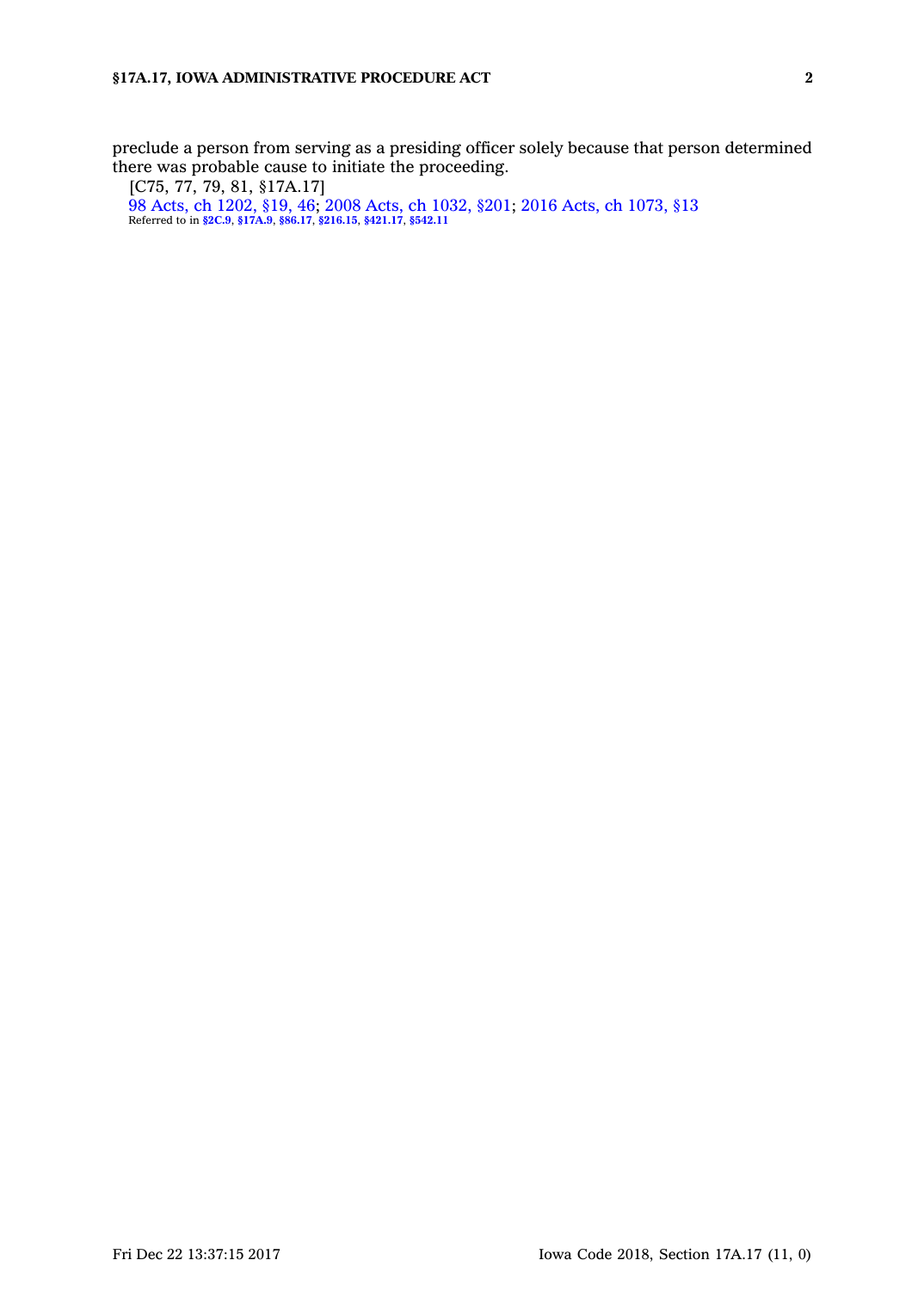preclude a person from serving as a presiding officer solely because that person determined there was probable cause to initiate the proceeding.

[C75, 77, 79, 81, §17A.17]

98 Acts, ch 1202, §19, 46; 2008 Acts, ch 1032, §201; 2016 Acts, ch 1073, §13

Referred to in **§2C.9**, **§17A.9**, **§86.17**, **§216.15**, **§421.17**, **§542.11**